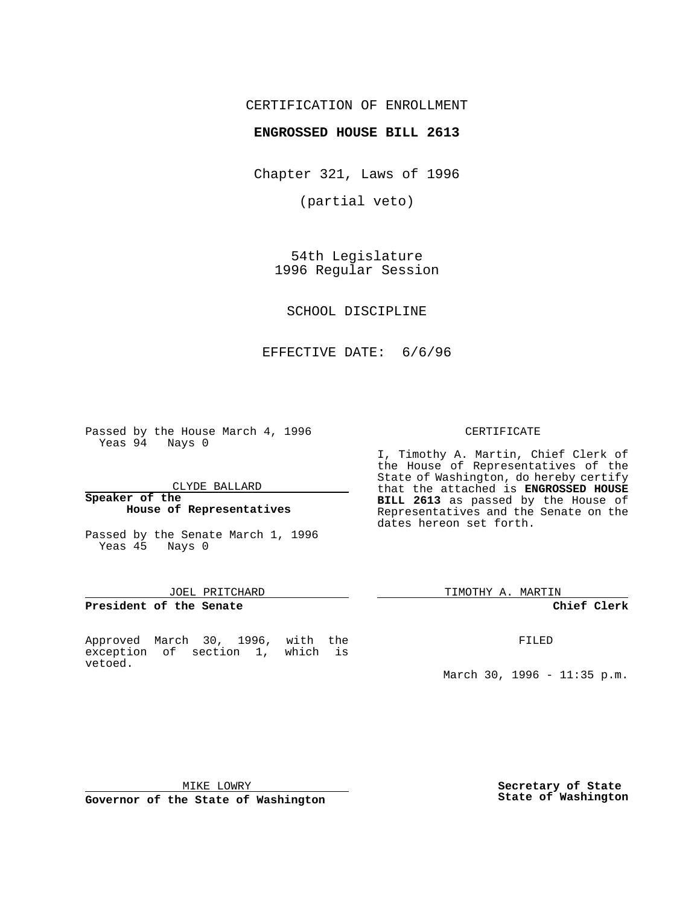CERTIFICATION OF ENROLLMENT

**ENGROSSED HOUSE BILL 2613**

Chapter 321, Laws of 1996

(partial veto)

54th Legislature
1996 Regular Session

SCHOOL DISCIPLINE

EFFECTIVE DATE: 6/6/96

Passed by the House March 4, 1996
Yeas 94 Nays 0

CLYDE BALLARD

**Speaker of the House of Representatives**

Passed by the Senate March 1, 1996
Yeas 45 Nays 0

JOEL PRITCHARD

**President of the Senate**

Approved March 30, 1996, with the exception of section 1, which is vetoed.

MIKE LOWRY

**Governor of the State of Washington**

CERTIFICATE

I, Timothy A. Martin, Chief Clerk of the House of Representatives of the State of Washington, do hereby certify that the attached is **ENGROSSED HOUSE BILL 2613** as passed by the House of Representatives and the Senate on the dates hereon set forth.

TIMOTHY A. MARTIN

**Chief Clerk**

FILED

March 30, 1996 - 11:35 p.m.

**Secretary of State State of Washington**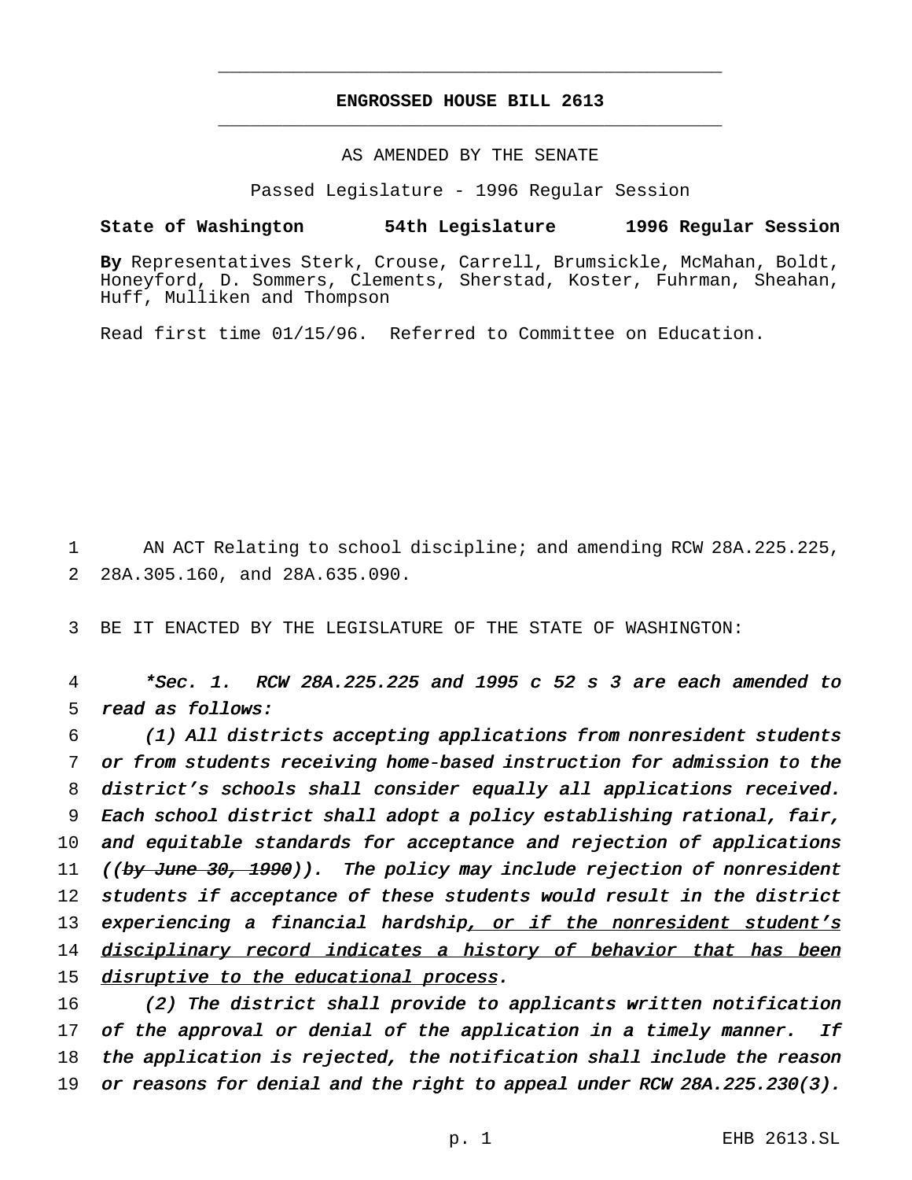# ENGROSSED HOUSE BILL 2613

AS AMENDED BY THE SENATE

Passed Legislature - 1996 Regular Session

**State of Washington 54th Legislature 1996 Regular Session**

**By** Representatives Sterk, Crouse, Carrell, Brumsickle, McMahan, Boldt, Honeyford, D. Sommers, Clements, Sherstad, Koster, Fuhrman, Sheahan, Huff, Mulliken and Thompson

Read first time 01/15/96. Referred to Committee on Education.

AN ACT Relating to school discipline; and amending RCW 28A.225.225, 28A.305.160, and 28A.635.090.

BE IT ENACTED BY THE LEGISLATURE OF THE STATE OF WASHINGTON:

*\*Sec. 1. RCW 28A.225.225 and 1995 c 52 s 3 are each amended to read as follows:*

*(1) All districts accepting applications from nonresident students or from students receiving home-based instruction for admission to the district's schools shall consider equally all applications received. Each school district shall adopt a policy establishing rational, fair, and equitable standards for acceptance and rejection of applications ((~~by June 30, 1990~~)). The policy may include rejection of nonresident students if acceptance of these students would result in the district experiencing a financial hardship<u>, or if the nonresident student's disciplinary record indicates a history of behavior that has been disruptive to the educational process</u>.*

*(2) The district shall provide to applicants written notification of the approval or denial of the application in a timely manner. If the application is rejected, the notification shall include the reason or reasons for denial and the right to appeal under RCW 28A.225.230(3).*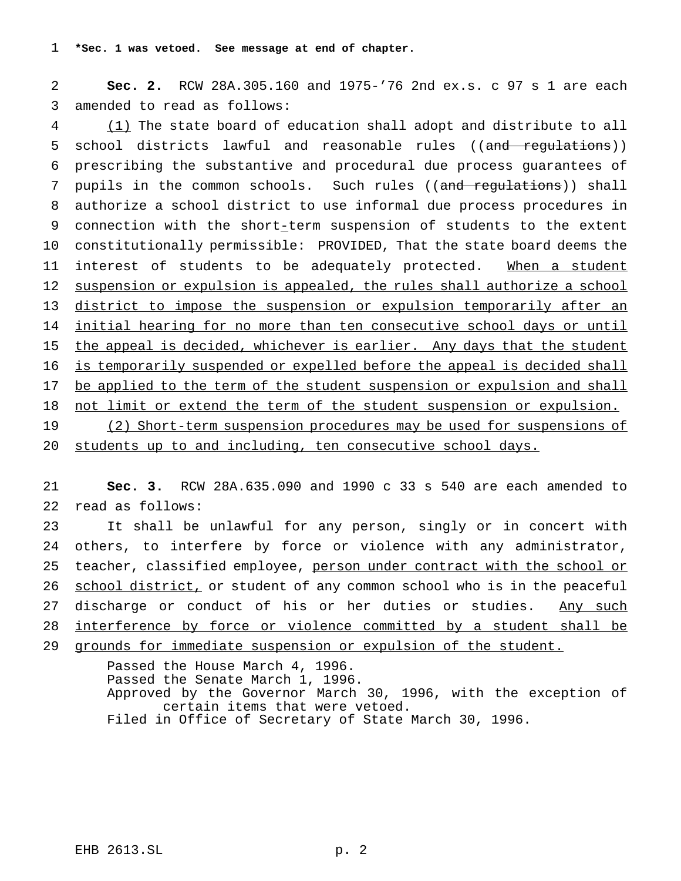**\*Sec. 1 was vetoed. See message at end of chapter.**

**Sec. 2.** RCW 28A.305.160 and 1975-'76 2nd ex.s. c 97 s 1 are each amended to read as follows:

(1) The state board of education shall adopt and distribute to all school districts lawful and reasonable rules ((~~and regulations~~)) prescribing the substantive and procedural due process guarantees of pupils in the common schools. Such rules ((~~and regulations~~)) shall authorize a school district to use informal due process procedures in connection with the short-term suspension of students to the extent constitutionally permissible: PROVIDED, That the state board deems the interest of students to be adequately protected. When a student suspension or expulsion is appealed, the rules shall authorize a school district to impose the suspension or expulsion temporarily after an initial hearing for no more than ten consecutive school days or until the appeal is decided, whichever is earlier. Any days that the student is temporarily suspended or expelled before the appeal is decided shall be applied to the term of the student suspension or expulsion and shall not limit or extend the term of the student suspension or expulsion.

(2) Short-term suspension procedures may be used for suspensions of students up to and including, ten consecutive school days.

**Sec. 3.** RCW 28A.635.090 and 1990 c 33 s 540 are each amended to read as follows:

It shall be unlawful for any person, singly or in concert with others, to interfere by force or violence with any administrator, teacher, classified employee, person under contract with the school or school district, or student of any common school who is in the peaceful discharge or conduct of his or her duties or studies. Any such interference by force or violence committed by a student shall be grounds for immediate suspension or expulsion of the student.

Passed the House March 4, 1996.
Passed the Senate March 1, 1996.
Approved by the Governor March 30, 1996, with the exception of certain items that were vetoed.
Filed in Office of Secretary of State March 30, 1996.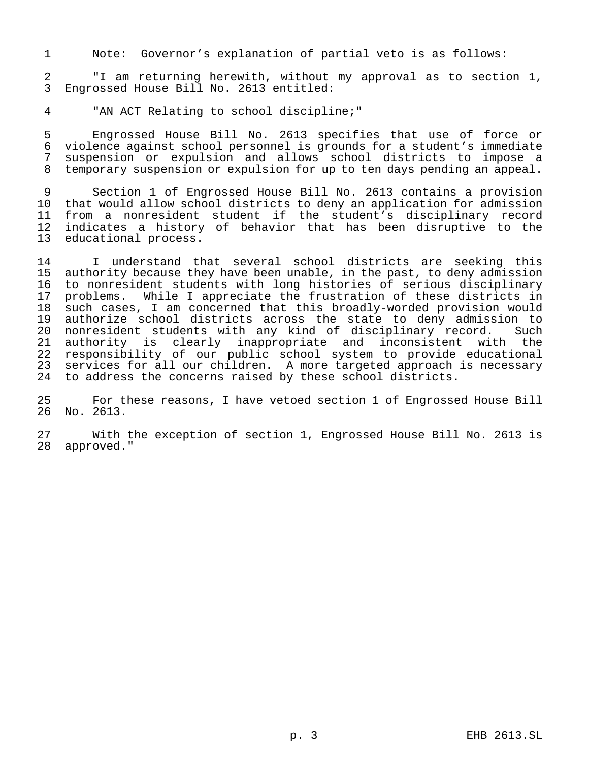Note: Governor's explanation of partial veto is as follows:

"I am returning herewith, without my approval as to section 1, Engrossed House Bill No. 2613 entitled:

"AN ACT Relating to school discipline;"

Engrossed House Bill No. 2613 specifies that use of force or violence against school personnel is grounds for a student's immediate suspension or expulsion and allows school districts to impose a temporary suspension or expulsion for up to ten days pending an appeal.

Section 1 of Engrossed House Bill No. 2613 contains a provision that would allow school districts to deny an application for admission from a nonresident student if the student's disciplinary record indicates a history of behavior that has been disruptive to the educational process.

I understand that several school districts are seeking this authority because they have been unable, in the past, to deny admission to nonresident students with long histories of serious disciplinary problems. While I appreciate the frustration of these districts in such cases, I am concerned that this broadly-worded provision would authorize school districts across the state to deny admission to nonresident students with any kind of disciplinary record. Such authority is clearly inappropriate and inconsistent with the responsibility of our public school system to provide educational services for all our children. A more targeted approach is necessary to address the concerns raised by these school districts.

For these reasons, I have vetoed section 1 of Engrossed House Bill No. 2613.

With the exception of section 1, Engrossed House Bill No. 2613 is approved."